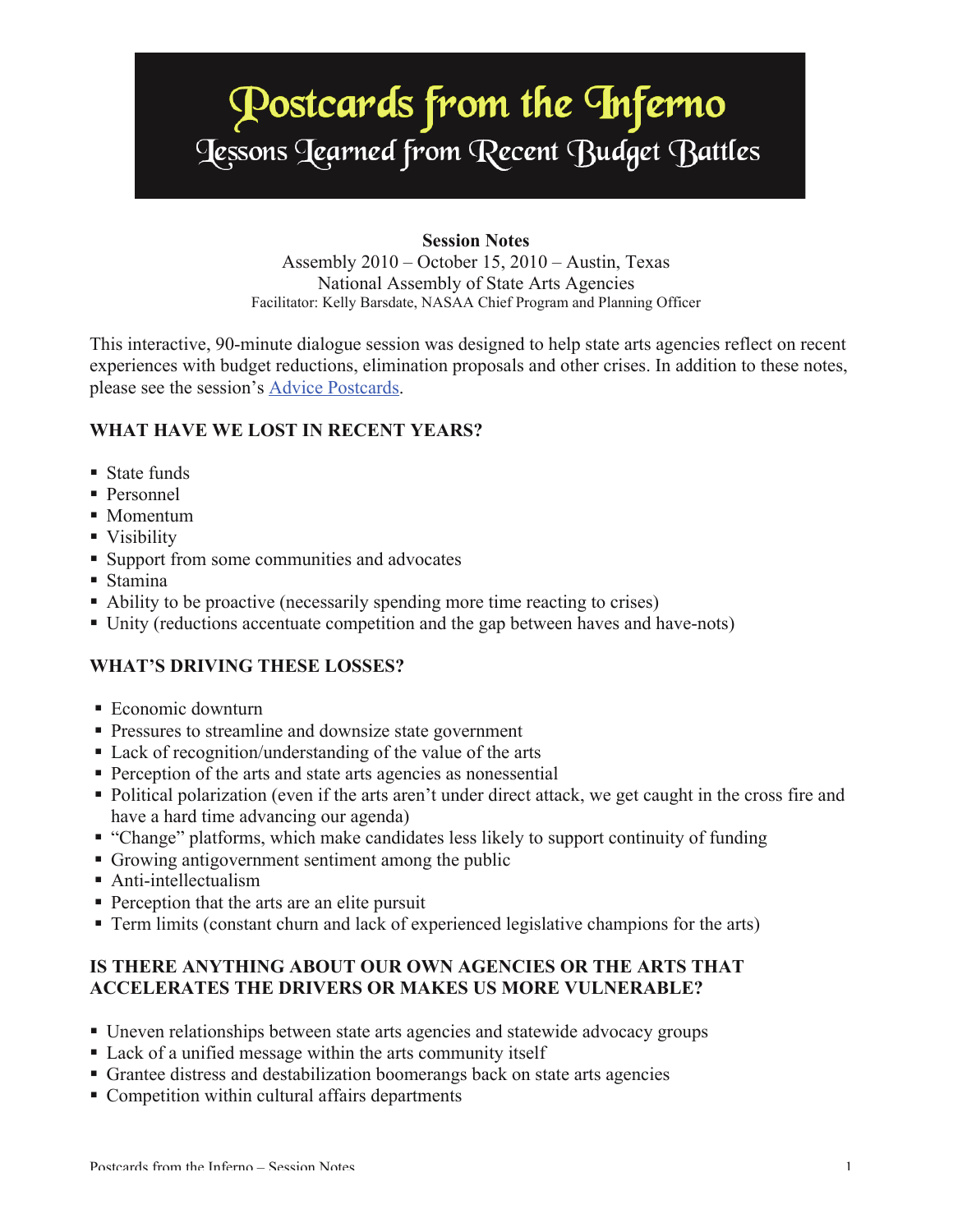# Postcards from the Inferno

## Lessons Learned from Recent Budget Battles

**Session Notes**

Assembly 2010 – October 15, 2010 – Austin, Texas
National Assembly of State Arts Agencies
Facilitator: Kelly Barsdate, NASAA Chief Program and Planning Officer

This interactive, 90-minute dialogue session was designed to help state arts agencies reflect on recent experiences with budget reductions, elimination proposals and other crises. In addition to these notes, please see the session's Advice Postcards.

### WHAT HAVE WE LOST IN RECENT YEARS?

- State funds
- Personnel
- Momentum
- Visibility
- Support from some communities and advocates
- Stamina
- Ability to be proactive (necessarily spending more time reacting to crises)
- Unity (reductions accentuate competition and the gap between haves and have-nots)

### WHAT'S DRIVING THESE LOSSES?

- Economic downturn
- Pressures to streamline and downsize state government
- Lack of recognition/understanding of the value of the arts
- Perception of the arts and state arts agencies as nonessential
- Political polarization (even if the arts aren't under direct attack, we get caught in the cross fire and have a hard time advancing our agenda)
- "Change" platforms, which make candidates less likely to support continuity of funding
- Growing antigovernment sentiment among the public
- Anti-intellectualism
- Perception that the arts are an elite pursuit
- Term limits (constant churn and lack of experienced legislative champions for the arts)

### IS THERE ANYTHING ABOUT OUR OWN AGENCIES OR THE ARTS THAT ACCELERATES THE DRIVERS OR MAKES US MORE VULNERABLE?

- Uneven relationships between state arts agencies and statewide advocacy groups
- Lack of a unified message within the arts community itself
- Grantee distress and destabilization boomerangs back on state arts agencies
- Competition within cultural affairs departments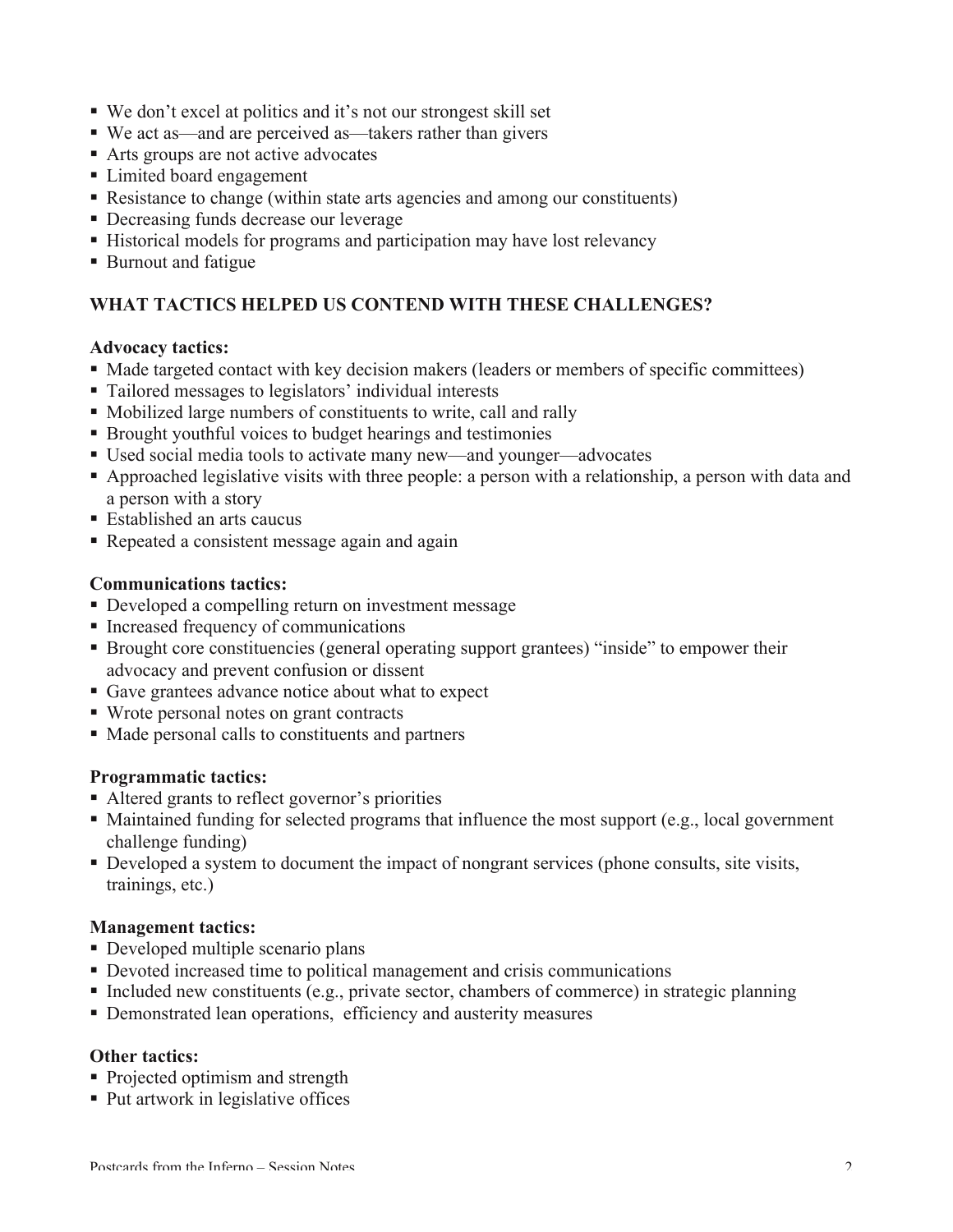- We don't excel at politics and it's not our strongest skill set
- We act as—and are perceived as—takers rather than givers
- Arts groups are not active advocates
- Limited board engagement
- Resistance to change (within state arts agencies and among our constituents)
- Decreasing funds decrease our leverage
- Historical models for programs and participation may have lost relevancy
- Burnout and fatigue

## WHAT TACTICS HELPED US CONTEND WITH THESE CHALLENGES?

**Advocacy tactics:**

- Made targeted contact with key decision makers (leaders or members of specific committees)
- Tailored messages to legislators' individual interests
- Mobilized large numbers of constituents to write, call and rally
- Brought youthful voices to budget hearings and testimonies
- Used social media tools to activate many new—and younger—advocates
- Approached legislative visits with three people: a person with a relationship, a person with data and a person with a story
- Established an arts caucus
- Repeated a consistent message again and again

**Communications tactics:**

- Developed a compelling return on investment message
- Increased frequency of communications
- Brought core constituencies (general operating support grantees) "inside" to empower their advocacy and prevent confusion or dissent
- Gave grantees advance notice about what to expect
- Wrote personal notes on grant contracts
- Made personal calls to constituents and partners

**Programmatic tactics:**

- Altered grants to reflect governor's priorities
- Maintained funding for selected programs that influence the most support (e.g., local government challenge funding)
- Developed a system to document the impact of nongrant services (phone consults, site visits, trainings, etc.)

**Management tactics:**

- Developed multiple scenario plans
- Devoted increased time to political management and crisis communications
- Included new constituents (e.g., private sector, chambers of commerce) in strategic planning
- Demonstrated lean operations, efficiency and austerity measures

**Other tactics:**

- Projected optimism and strength
- Put artwork in legislative offices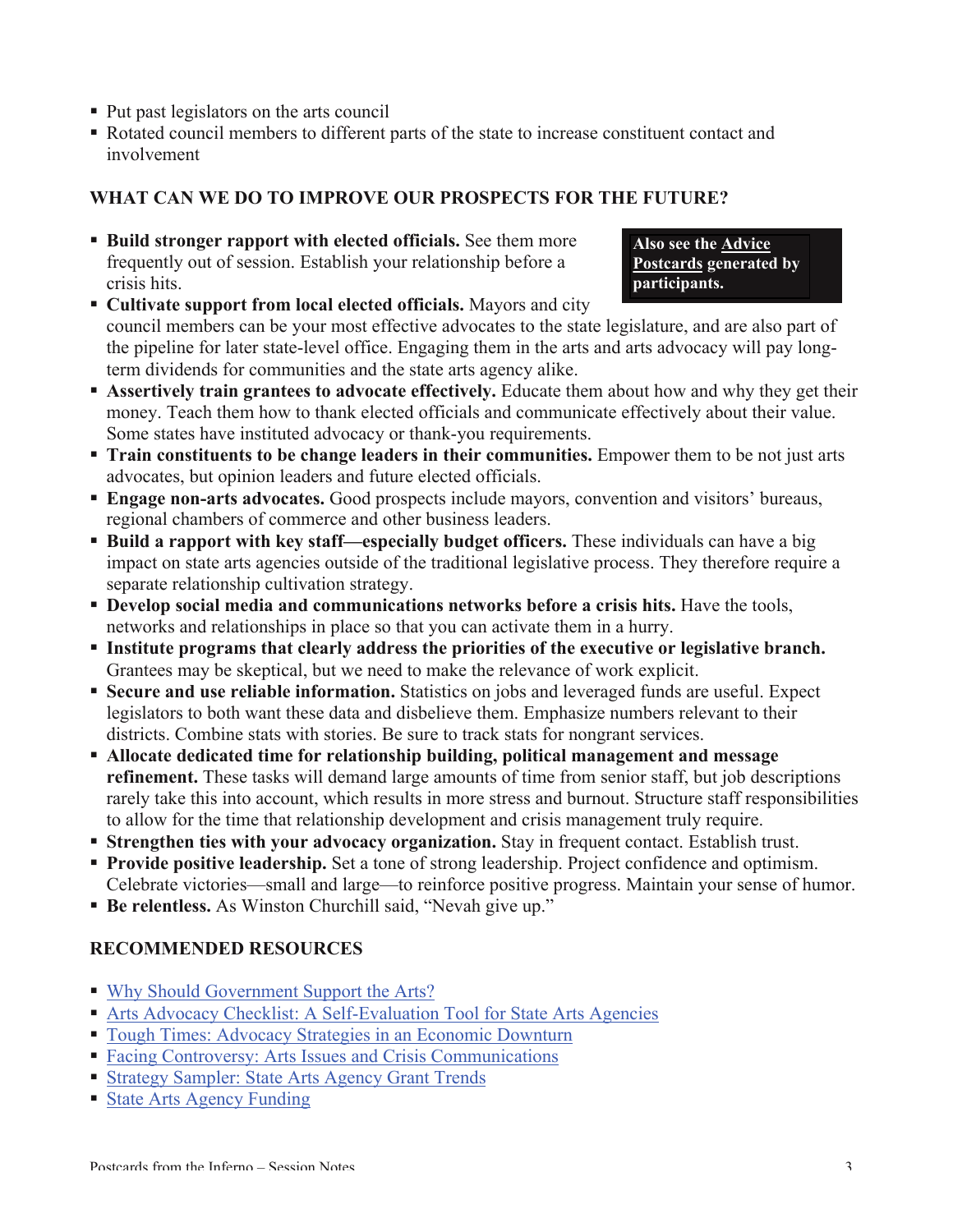- Put past legislators on the arts council
- Rotated council members to different parts of the state to increase constituent contact and involvement

## WHAT CAN WE DO TO IMPROVE OUR PROSPECTS FOR THE FUTURE?

**Also see the Advice Postcards generated by participants.**

- **Build stronger rapport with elected officials.** See them more frequently out of session. Establish your relationship before a crisis hits.
- **Cultivate support from local elected officials.** Mayors and city council members can be your most effective advocates to the state legislature, and are also part of the pipeline for later state-level office. Engaging them in the arts and arts advocacy will pay long-term dividends for communities and the state arts agency alike.
- **Assertively train grantees to advocate effectively.** Educate them about how and why they get their money. Teach them how to thank elected officials and communicate effectively about their value. Some states have instituted advocacy or thank-you requirements.
- **Train constituents to be change leaders in their communities.** Empower them to be not just arts advocates, but opinion leaders and future elected officials.
- **Engage non-arts advocates.** Good prospects include mayors, convention and visitors' bureaus, regional chambers of commerce and other business leaders.
- **Build a rapport with key staff—especially budget officers.** These individuals can have a big impact on state arts agencies outside of the traditional legislative process. They therefore require a separate relationship cultivation strategy.
- **Develop social media and communications networks before a crisis hits.** Have the tools, networks and relationships in place so that you can activate them in a hurry.
- **Institute programs that clearly address the priorities of the executive or legislative branch.** Grantees may be skeptical, but we need to make the relevance of work explicit.
- **Secure and use reliable information.** Statistics on jobs and leveraged funds are useful. Expect legislators to both want these data and disbelieve them. Emphasize numbers relevant to their districts. Combine stats with stories. Be sure to track stats for nongrant services.
- **Allocate dedicated time for relationship building, political management and message refinement.** These tasks will demand large amounts of time from senior staff, but job descriptions rarely take this into account, which results in more stress and burnout. Structure staff responsibilities to allow for the time that relationship development and crisis management truly require.
- **Strengthen ties with your advocacy organization.** Stay in frequent contact. Establish trust.
- **Provide positive leadership.** Set a tone of strong leadership. Project confidence and optimism. Celebrate victories—small and large—to reinforce positive progress. Maintain your sense of humor.
- **Be relentless.** As Winston Churchill said, "Nevah give up."

## RECOMMENDED RESOURCES

- Why Should Government Support the Arts?
- Arts Advocacy Checklist: A Self-Evaluation Tool for State Arts Agencies
- Tough Times: Advocacy Strategies in an Economic Downturn
- Facing Controversy: Arts Issues and Crisis Communications
- Strategy Sampler: State Arts Agency Grant Trends
- State Arts Agency Funding